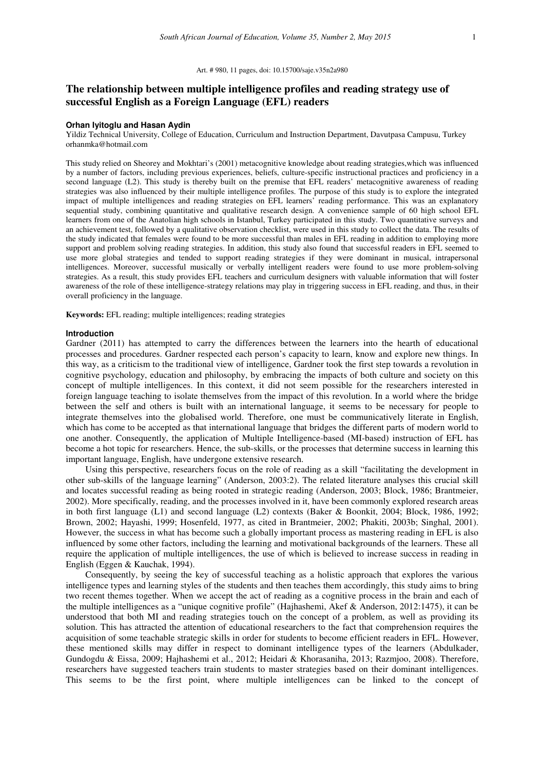Art. # 980, 11 pages, doi: 10.15700/saje.v35n2a980

# The relationship between multiple intelligence profiles and reading strategy use of successful English as a Foreign Language (EFL) readers

**Orhan Iyitoglu and Hasan Aydin**

Yildiz Technical University, College of Education, Curriculum and Instruction Department, Davutpasa Campusu, Turkey
orhanmka@hotmail.com

This study relied on Sheorey and Mokhtari's (2001) metacognitive knowledge about reading strategies,which was influenced by a number of factors, including previous experiences, beliefs, culture-specific instructional practices and proficiency in a second language (L2). This study is thereby built on the premise that EFL readers' metacognitive awareness of reading strategies was also influenced by their multiple intelligence profiles. The purpose of this study is to explore the integrated impact of multiple intelligences and reading strategies on EFL learners' reading performance. This was an explanatory sequential study, combining quantitative and qualitative research design. A convenience sample of 60 high school EFL learners from one of the Anatolian high schools in Istanbul, Turkey participated in this study. Two quantitative surveys and an achievement test, followed by a qualitative observation checklist, were used in this study to collect the data. The results of the study indicated that females were found to be more successful than males in EFL reading in addition to employing more support and problem solving reading strategies. In addition, this study also found that successful readers in EFL seemed to use more global strategies and tended to support reading strategies if they were dominant in musical, intrapersonal intelligences. Moreover, successful musically or verbally intelligent readers were found to use more problem-solving strategies. As a result, this study provides EFL teachers and curriculum designers with valuable information that will foster awareness of the role of these intelligence-strategy relations may play in triggering success in EFL reading, and thus, in their overall proficiency in the language.

**Keywords:** EFL reading; multiple intelligences; reading strategies

## Introduction

Gardner (2011) has attempted to carry the differences between the learners into the hearth of educational processes and procedures. Gardner respected each person's capacity to learn, know and explore new things. In this way, as a criticism to the traditional view of intelligence, Gardner took the first step towards a revolution in cognitive psychology, education and philosophy, by embracing the impacts of both culture and society on this concept of multiple intelligences. In this context, it did not seem possible for the researchers interested in foreign language teaching to isolate themselves from the impact of this revolution. In a world where the bridge between the self and others is built with an international language, it seems to be necessary for people to integrate themselves into the globalised world. Therefore, one must be communicatively literate in English, which has come to be accepted as that international language that bridges the different parts of modern world to one another. Consequently, the application of Multiple Intelligence-based (MI-based) instruction of EFL has become a hot topic for researchers. Hence, the sub-skills, or the processes that determine success in learning this important language, English, have undergone extensive research.

Using this perspective, researchers focus on the role of reading as a skill "facilitating the development in other sub-skills of the language learning" (Anderson, 2003:2). The related literature analyses this crucial skill and locates successful reading as being rooted in strategic reading (Anderson, 2003; Block, 1986; Brantmeier, 2002). More specifically, reading, and the processes involved in it, have been commonly explored research areas in both first language (L1) and second language (L2) contexts (Baker & Boonkit, 2004; Block, 1986, 1992; Brown, 2002; Hayashi, 1999; Hosenfeld, 1977, as cited in Brantmeier, 2002; Phakiti, 2003b; Singhal, 2001). However, the success in what has become such a globally important process as mastering reading in EFL is also influenced by some other factors, including the learning and motivational backgrounds of the learners. These all require the application of multiple intelligences, the use of which is believed to increase success in reading in English (Eggen & Kauchak, 1994).

Consequently, by seeing the key of successful teaching as a holistic approach that explores the various intelligence types and learning styles of the students and then teaches them accordingly, this study aims to bring two recent themes together. When we accept the act of reading as a cognitive process in the brain and each of the multiple intelligences as a "unique cognitive profile" (Hajhashemi, Akef & Anderson, 2012:1475), it can be understood that both MI and reading strategies touch on the concept of a problem, as well as providing its solution. This has attracted the attention of educational researchers to the fact that comprehension requires the acquisition of some teachable strategic skills in order for students to become efficient readers in EFL. However, these mentioned skills may differ in respect to dominant intelligence types of the learners (Abdulkader, Gundogdu & Eissa, 2009; Hajhashemi et al., 2012; Heidari & Khorasaniha, 2013; Razmjoo, 2008). Therefore, researchers have suggested teachers train students to master strategies based on their dominant intelligences. This seems to be the first point, where multiple intelligences can be linked to the concept of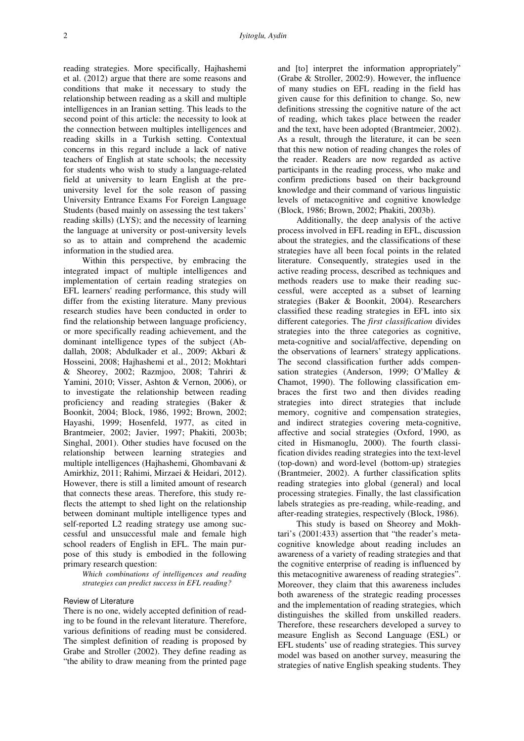reading strategies. More specifically, Hajhashemi et al. (2012) argue that there are some reasons and conditions that make it necessary to study the relationship between reading as a skill and multiple intelligences in an Iranian setting. This leads to the second point of this article: the necessity to look at the connection between multiples intelligences and reading skills in a Turkish setting. Contextual concerns in this regard include a lack of native teachers of English at state schools; the necessity for students who wish to study a language-related field at university to learn English at the pre-university level for the sole reason of passing University Entrance Exams For Foreign Language Students (based mainly on assessing the test takers' reading skills) (LYS); and the necessity of learning the language at university or post-university levels so as to attain and comprehend the academic information in the studied area.

Within this perspective, by embracing the integrated impact of multiple intelligences and implementation of certain reading strategies on EFL learners' reading performance, this study will differ from the existing literature. Many previous research studies have been conducted in order to find the relationship between language proficiency, or more specifically reading achievement, and the dominant intelligence types of the subject (Abdallah, 2008; Abdulkader et al., 2009; Akbari & Hosseini, 2008; Hajhashemi et al., 2012; Mokhtari & Sheorey, 2002; Razmjoo, 2008; Tahriri & Yamini, 2010; Visser, Ashton & Vernon, 2006), or to investigate the relationship between reading proficiency and reading strategies (Baker & Boonkit, 2004; Block, 1986, 1992; Brown, 2002; Hayashi, 1999; Hosenfeld, 1977, as cited in Brantmeier, 2002; Javier, 1997; Phakiti, 2003b; Singhal, 2001). Other studies have focused on the relationship between learning strategies and multiple intelligences (Hajhashemi, Ghombavani & Amirkhiz, 2011; Rahimi, Mirzaei & Heidari, 2012). However, there is still a limited amount of research that connects these areas. Therefore, this study reflects the attempt to shed light on the relationship between dominant multiple intelligence types and self-reported L2 reading strategy use among successful and unsuccessful male and female high school readers of English in EFL. The main purpose of this study is embodied in the following primary research question:

> *Which combinations of intelligences and reading strategies can predict success in EFL reading?*

### Review of Literature

There is no one, widely accepted definition of reading to be found in the relevant literature. Therefore, various definitions of reading must be considered. The simplest definition of reading is proposed by Grabe and Stroller (2002). They define reading as "the ability to draw meaning from the printed page and [to] interpret the information appropriately" (Grabe & Stroller, 2002:9). However, the influence of many studies on EFL reading in the field has given cause for this definition to change. So, new definitions stressing the cognitive nature of the act of reading, which takes place between the reader and the text, have been adopted (Brantmeier, 2002). As a result, through the literature, it can be seen that this new notion of reading changes the roles of the reader. Readers are now regarded as active participants in the reading process, who make and confirm predictions based on their background knowledge and their command of various linguistic levels of metacognitive and cognitive knowledge (Block, 1986; Brown, 2002; Phakiti, 2003b).

Additionally, the deep analysis of the active process involved in EFL reading in EFL, discussion about the strategies, and the classifications of these strategies have all been focal points in the related literature. Consequently, strategies used in the active reading process, described as techniques and methods readers use to make their reading successful, were accepted as a subset of learning strategies (Baker & Boonkit, 2004). Researchers classified these reading strategies in EFL into six different categories. The *first classification* divides strategies into the three categories as cognitive, meta-cognitive and social/affective, depending on the observations of learners' strategy applications. The second classification further adds compensation strategies (Anderson, 1999; O'Malley & Chamot, 1990). The following classification embraces the first two and then divides reading strategies into direct strategies that include memory, cognitive and compensation strategies, and indirect strategies covering meta-cognitive, affective and social strategies (Oxford, 1990, as cited in Hismanoglu, 2000). The fourth classification divides reading strategies into the text-level (top-down) and word-level (bottom-up) strategies (Brantmeier, 2002). A further classification splits reading strategies into global (general) and local processing strategies. Finally, the last classification labels strategies as pre-reading, while-reading, and after-reading strategies, respectively (Block, 1986).

This study is based on Sheorey and Mokhtari's (2001:433) assertion that "the reader's metacognitive knowledge about reading includes an awareness of a variety of reading strategies and that the cognitive enterprise of reading is influenced by this metacognitive awareness of reading strategies". Moreover, they claim that this awareness includes both awareness of the strategic reading processes and the implementation of reading strategies, which distinguishes the skilled from unskilled readers. Therefore, these researchers developed a survey to measure English as Second Language (ESL) or EFL students' use of reading strategies. This survey model was based on another survey, measuring the strategies of native English speaking students. They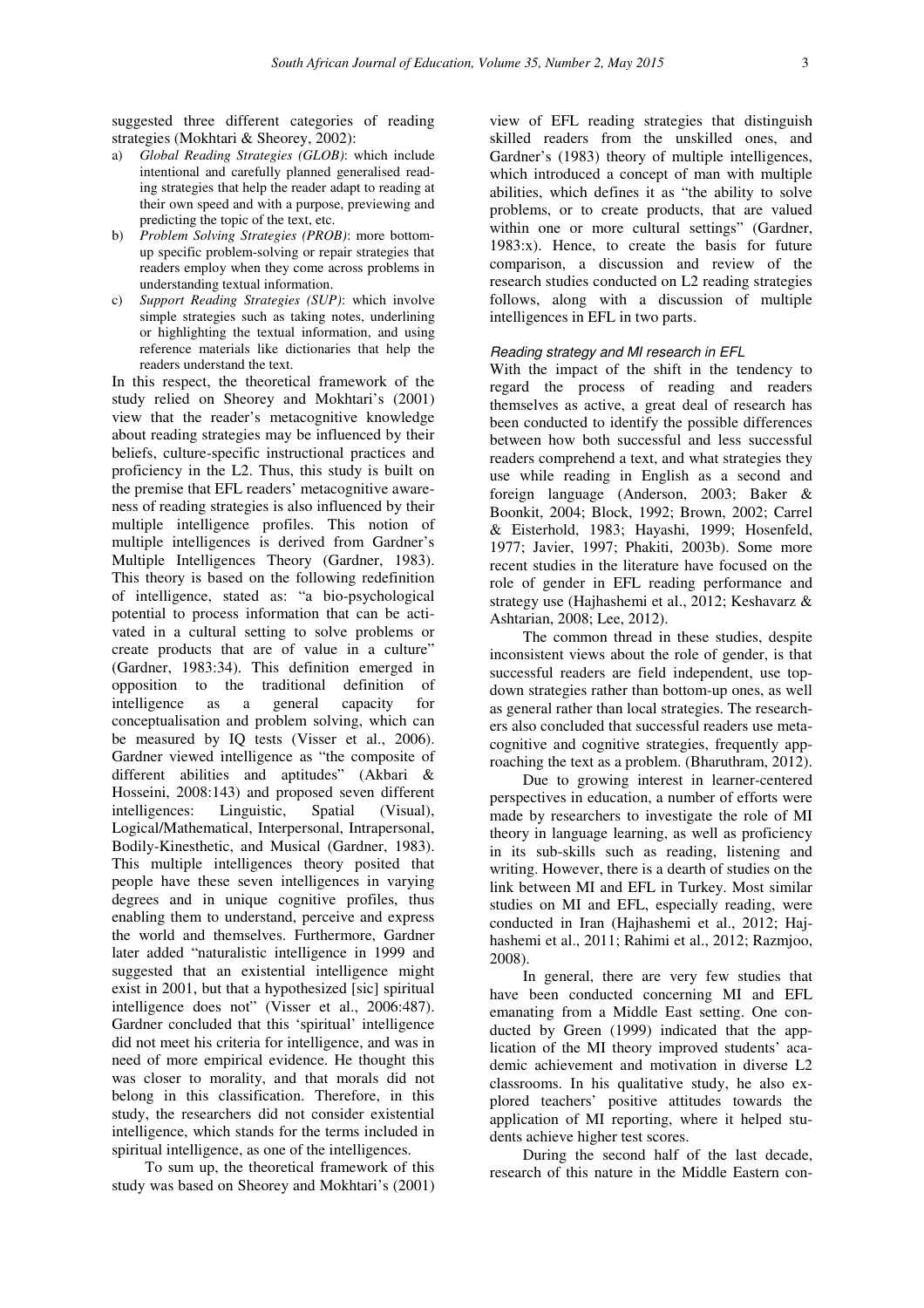suggested three different categories of reading strategies (Mokhtari & Sheorey, 2002):

a) *Global Reading Strategies (GLOB)*: which include intentional and carefully planned generalised reading strategies that help the reader adapt to reading at their own speed and with a purpose, previewing and predicting the topic of the text, etc.
b) *Problem Solving Strategies (PROB)*: more bottom-up specific problem-solving or repair strategies that readers employ when they come across problems in understanding textual information.
c) *Support Reading Strategies (SUP)*: which involve simple strategies such as taking notes, underlining or highlighting the textual information, and using reference materials like dictionaries that help the readers understand the text.

In this respect, the theoretical framework of the study relied on Sheorey and Mokhtari's (2001) view that the reader's metacognitive knowledge about reading strategies may be influenced by their beliefs, culture-specific instructional practices and proficiency in the L2. Thus, this study is built on the premise that EFL readers' metacognitive awareness of reading strategies is also influenced by their multiple intelligence profiles. This notion of multiple intelligences is derived from Gardner's Multiple Intelligences Theory (Gardner, 1983). This theory is based on the following redefinition of intelligence, stated as: "a bio-psychological potential to process information that can be activated in a cultural setting to solve problems or create products that are of value in a culture" (Gardner, 1983:34). This definition emerged in opposition to the traditional definition of intelligence as a general capacity for conceptualisation and problem solving, which can be measured by IQ tests (Visser et al., 2006). Gardner viewed intelligence as "the composite of different abilities and aptitudes" (Akbari & Hosseini, 2008:143) and proposed seven different intelligences: Linguistic, Spatial (Visual), Logical/Mathematical, Interpersonal, Intrapersonal, Bodily-Kinesthetic, and Musical (Gardner, 1983). This multiple intelligences theory posited that people have these seven intelligences in varying degrees and in unique cognitive profiles, thus enabling them to understand, perceive and express the world and themselves. Furthermore, Gardner later added "naturalistic intelligence in 1999 and suggested that an existential intelligence might exist in 2001, but that a hypothesized [sic] spiritual intelligence does not" (Visser et al., 2006:487). Gardner concluded that this 'spiritual' intelligence did not meet his criteria for intelligence, and was in need of more empirical evidence. He thought this was closer to morality, and that morals did not belong in this classification. Therefore, in this study, the researchers did not consider existential intelligence, which stands for the terms included in spiritual intelligence, as one of the intelligences.

To sum up, the theoretical framework of this study was based on Sheorey and Mokhtari's (2001) view of EFL reading strategies that distinguish skilled readers from the unskilled ones, and Gardner's (1983) theory of multiple intelligences, which introduced a concept of man with multiple abilities, which defines it as "the ability to solve problems, or to create products, that are valued within one or more cultural settings" (Gardner, 1983:x). Hence, to create the basis for future comparison, a discussion and review of the research studies conducted on L2 reading strategies follows, along with a discussion of multiple intelligences in EFL in two parts.

#### *Reading strategy and MI research in EFL*

With the impact of the shift in the tendency to regard the process of reading and readers themselves as active, a great deal of research has been conducted to identify the possible differences between how both successful and less successful readers comprehend a text, and what strategies they use while reading in English as a second and foreign language (Anderson, 2003; Baker & Boonkit, 2004; Block, 1992; Brown, 2002; Carrel & Eisterhold, 1983; Hayashi, 1999; Hosenfeld, 1977; Javier, 1997; Phakiti, 2003b). Some more recent studies in the literature have focused on the role of gender in EFL reading performance and strategy use (Hajhashemi et al., 2012; Keshavarz & Ashtarian, 2008; Lee, 2012).

The common thread in these studies, despite inconsistent views about the role of gender, is that successful readers are field independent, use top-down strategies rather than bottom-up ones, as well as general rather than local strategies. The researchers also concluded that successful readers use metacognitive and cognitive strategies, frequently approaching the text as a problem. (Bharuthram, 2012).

Due to growing interest in learner-centered perspectives in education, a number of efforts were made by researchers to investigate the role of MI theory in language learning, as well as proficiency in its sub-skills such as reading, listening and writing. However, there is a dearth of studies on the link between MI and EFL in Turkey. Most similar studies on MI and EFL, especially reading, were conducted in Iran (Hajhashemi et al., 2012; Hajhashemi et al., 2011; Rahimi et al., 2012; Razmjoo, 2008).

In general, there are very few studies that have been conducted concerning MI and EFL emanating from a Middle East setting. One conducted by Green (1999) indicated that the application of the MI theory improved students' academic achievement and motivation in diverse L2 classrooms. In his qualitative study, he also explored teachers' positive attitudes towards the application of MI reporting, where it helped students achieve higher test scores.

During the second half of the last decade, research of this nature in the Middle Eastern con-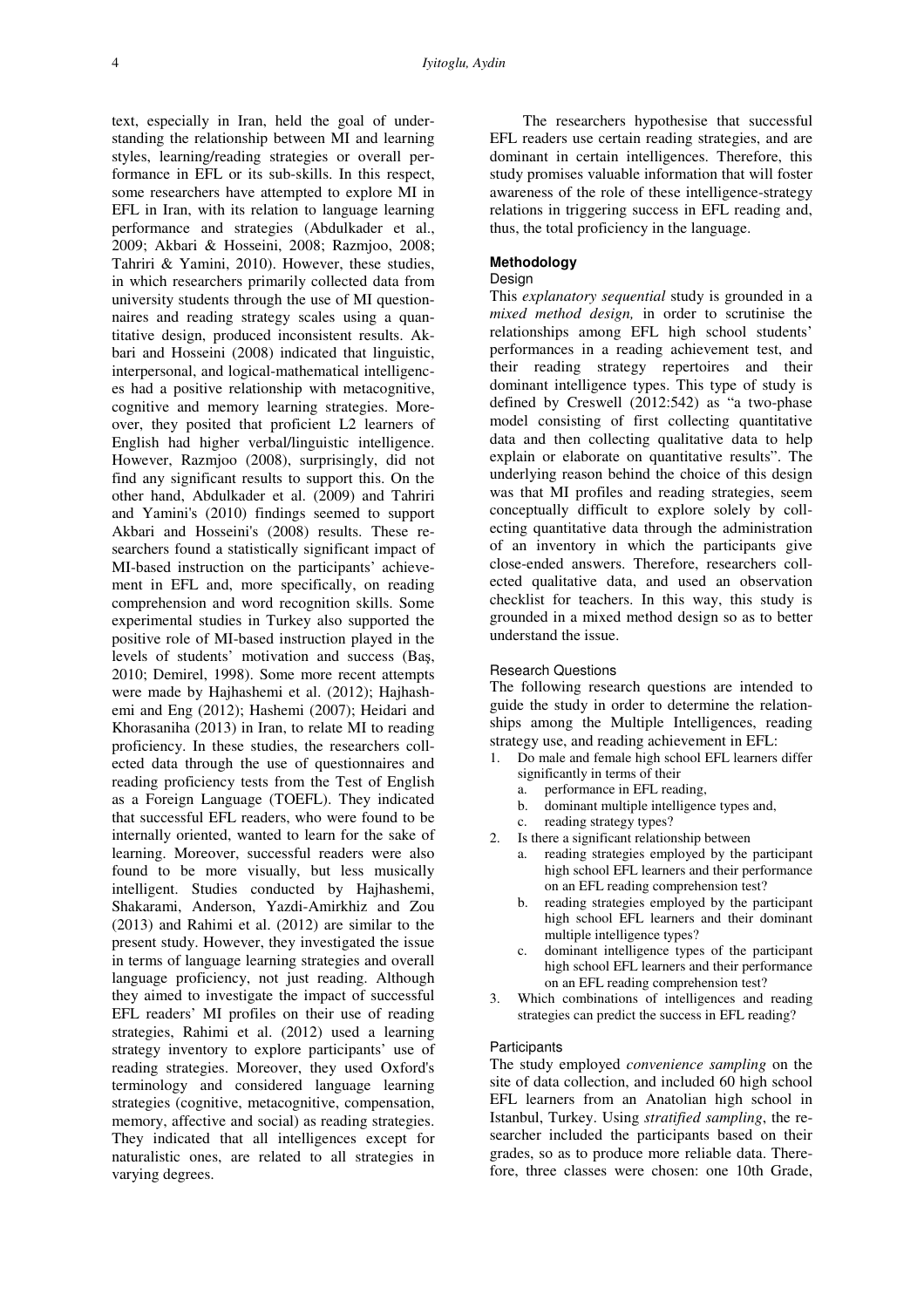text, especially in Iran, held the goal of understanding the relationship between MI and learning styles, learning/reading strategies or overall performance in EFL or its sub-skills. In this respect, some researchers have attempted to explore MI in EFL in Iran, with its relation to language learning performance and strategies (Abdulkader et al., 2009; Akbari & Hosseini, 2008; Razmjoo, 2008; Tahriri & Yamini, 2010). However, these studies, in which researchers primarily collected data from university students through the use of MI questionnaires and reading strategy scales using a quantitative design, produced inconsistent results. Akbari and Hosseini (2008) indicated that linguistic, interpersonal, and logical-mathematical intelligences had a positive relationship with metacognitive, cognitive and memory learning strategies. Moreover, they posited that proficient L2 learners of English had higher verbal/linguistic intelligence. However, Razmjoo (2008), surprisingly, did not find any significant results to support this. On the other hand, Abdulkader et al. (2009) and Tahriri and Yamini's (2010) findings seemed to support Akbari and Hosseini's (2008) results. These researchers found a statistically significant impact of MI-based instruction on the participants' achievement in EFL and, more specifically, on reading comprehension and word recognition skills. Some experimental studies in Turkey also supported the positive role of MI-based instruction played in the levels of students' motivation and success (Baş, 2010; Demirel, 1998). Some more recent attempts were made by Hajhashemi et al. (2012); Hajhashemi and Eng (2012); Hashemi (2007); Heidari and Khorasaniha (2013) in Iran, to relate MI to reading proficiency. In these studies, the researchers collected data through the use of questionnaires and reading proficiency tests from the Test of English as a Foreign Language (TOEFL). They indicated that successful EFL readers, who were found to be internally oriented, wanted to learn for the sake of learning. Moreover, successful readers were also found to be more visually, but less musically intelligent. Studies conducted by Hajhashemi, Shakarami, Anderson, Yazdi-Amirkhiz and Zou (2013) and Rahimi et al. (2012) are similar to the present study. However, they investigated the issue in terms of language learning strategies and overall language proficiency, not just reading. Although they aimed to investigate the impact of successful EFL readers' MI profiles on their use of reading strategies, Rahimi et al. (2012) used a learning strategy inventory to explore participants' use of reading strategies. Moreover, they used Oxford's terminology and considered language learning strategies (cognitive, metacognitive, compensation, memory, affective and social) as reading strategies. They indicated that all intelligences except for naturalistic ones, are related to all strategies in varying degrees.

The researchers hypothesise that successful EFL readers use certain reading strategies, and are dominant in certain intelligences. Therefore, this study promises valuable information that will foster awareness of the role of these intelligence-strategy relations in triggering success in EFL reading and, thus, the total proficiency in the language.

## Methodology

### Design

This *explanatory sequential* study is grounded in a *mixed method design,* in order to scrutinise the relationships among EFL high school students' performances in a reading achievement test, and their reading strategy repertoires and their dominant intelligence types. This type of study is defined by Creswell (2012:542) as "a two-phase model consisting of first collecting quantitative data and then collecting qualitative data to help explain or elaborate on quantitative results". The underlying reason behind the choice of this design was that MI profiles and reading strategies, seem conceptually difficult to explore solely by collecting quantitative data through the administration of an inventory in which the participants give close-ended answers. Therefore, researchers collected qualitative data, and used an observation checklist for teachers. In this way, this study is grounded in a mixed method design so as to better understand the issue.

### Research Questions

The following research questions are intended to guide the study in order to determine the relationships among the Multiple Intelligences, reading strategy use, and reading achievement in EFL:

1. Do male and female high school EFL learners differ significantly in terms of their
   a. performance in EFL reading,
   b. dominant multiple intelligence types and,
   c. reading strategy types?
2. Is there a significant relationship between
   a. reading strategies employed by the participant high school EFL learners and their performance on an EFL reading comprehension test?
   b. reading strategies employed by the participant high school EFL learners and their dominant multiple intelligence types?
   c. dominant intelligence types of the participant high school EFL learners and their performance on an EFL reading comprehension test?
3. Which combinations of intelligences and reading strategies can predict the success in EFL reading?

### Participants

The study employed *convenience sampling* on the site of data collection, and included 60 high school EFL learners from an Anatolian high school in Istanbul, Turkey. Using *stratified sampling*, the researcher included the participants based on their grades, so as to produce more reliable data. Therefore, three classes were chosen: one 10th Grade,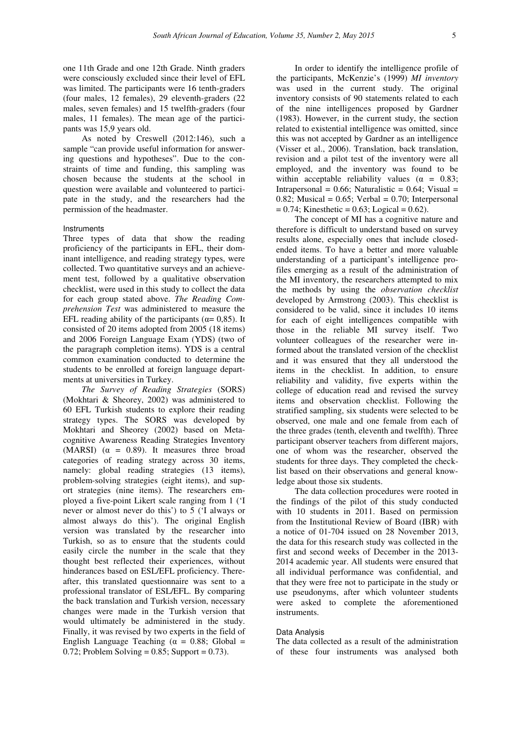one 11th Grade and one 12th Grade. Ninth graders were consciously excluded since their level of EFL was limited. The participants were 16 tenth-graders (four males, 12 females), 29 eleventh-graders (22 males, seven females) and 15 twelfth-graders (four males, 11 females). The mean age of the participants was 15,9 years old.

As noted by Creswell (2012:146), such a sample "can provide useful information for answering questions and hypotheses". Due to the constraints of time and funding, this sampling was chosen because the students at the school in question were available and volunteered to participate in the study, and the researchers had the permission of the headmaster.

### Instruments

Three types of data that show the reading proficiency of the participants in EFL, their dominant intelligence, and reading strategy types, were collected. Two quantitative surveys and an achievement test, followed by a qualitative observation checklist, were used in this study to collect the data for each group stated above. *The Reading Comprehension Test* was administered to measure the EFL reading ability of the participants ($\alpha$= 0,85). It consisted of 20 items adopted from 2005 (18 items) and 2006 Foreign Language Exam (YDS) (two of the paragraph completion items). YDS is a central common examination conducted to determine the students to be enrolled at foreign language departments at universities in Turkey.

*The Survey of Reading Strategies* (SORS) (Mokhtari & Sheorey, 2002) was administered to 60 EFL Turkish students to explore their reading strategy types. The SORS was developed by Mokhtari and Sheorey (2002) based on Metacognitive Awareness Reading Strategies Inventory (MARSI) ($\alpha$ = 0.89). It measures three broad categories of reading strategy across 30 items, namely: global reading strategies (13 items), problem-solving strategies (eight items), and support strategies (nine items). The researchers employed a five-point Likert scale ranging from 1 ('I never or almost never do this') to 5 ('I always or almost always do this'). The original English version was translated by the researcher into Turkish, so as to ensure that the students could easily circle the number in the scale that they thought best reflected their experiences, without hinderances based on ESL/EFL proficiency. Thereafter, this translated questionnaire was sent to a professional translator of ESL/EFL. By comparing the back translation and Turkish version, necessary changes were made in the Turkish version that would ultimately be administered in the study. Finally, it was revised by two experts in the field of English Language Teaching ($\alpha$ = 0.88; Global = 0.72; Problem Solving = 0.85; Support = 0.73).

In order to identify the intelligence profile of the participants, McKenzie's (1999) *MI inventory* was used in the current study. The original inventory consists of 90 statements related to each of the nine intelligences proposed by Gardner (1983). However, in the current study, the section related to existential intelligence was omitted, since this was not accepted by Gardner as an intelligence (Visser et al., 2006). Translation, back translation, revision and a pilot test of the inventory were all employed, and the inventory was found to be within acceptable reliability values ($\alpha$ = 0.83; Intrapersonal = 0.66; Naturalistic = 0.64; Visual = 0.82; Musical = 0.65; Verbal = 0.70; Interpersonal = 0.74; Kinesthetic = 0.63; Logical = 0.62).

The concept of MI has a cognitive nature and therefore is difficult to understand based on survey results alone, especially ones that include closed-ended items. To have a better and more valuable understanding of a participant's intelligence profiles emerging as a result of the administration of the MI inventory, the researchers attempted to mix the methods by using the *observation checklist* developed by Armstrong (2003). This checklist is considered to be valid, since it includes 10 items for each of eight intelligences compatible with those in the reliable MI survey itself. Two volunteer colleagues of the researcher were informed about the translated version of the checklist and it was ensured that they all understood the items in the checklist. In addition, to ensure reliability and validity, five experts within the college of education read and revised the survey items and observation checklist. Following the stratified sampling, six students were selected to be observed, one male and one female from each of the three grades (tenth, eleventh and twelfth). Three participant observer teachers from different majors, one of whom was the researcher, observed the students for three days. They completed the checklist based on their observations and general knowledge about those six students.

The data collection procedures were rooted in the findings of the pilot of this study conducted with 10 students in 2011. Based on permission from the Institutional Review of Board (IBR) with a notice of 01-704 issued on 28 November 2013, the data for this research study was collected in the first and second weeks of December in the 2013-2014 academic year. All students were ensured that all individual performance was confidential, and that they were free not to participate in the study or use pseudonyms, after which volunteer students were asked to complete the aforementioned instruments.

### Data Analysis

The data collected as a result of the administration of these four instruments was analysed both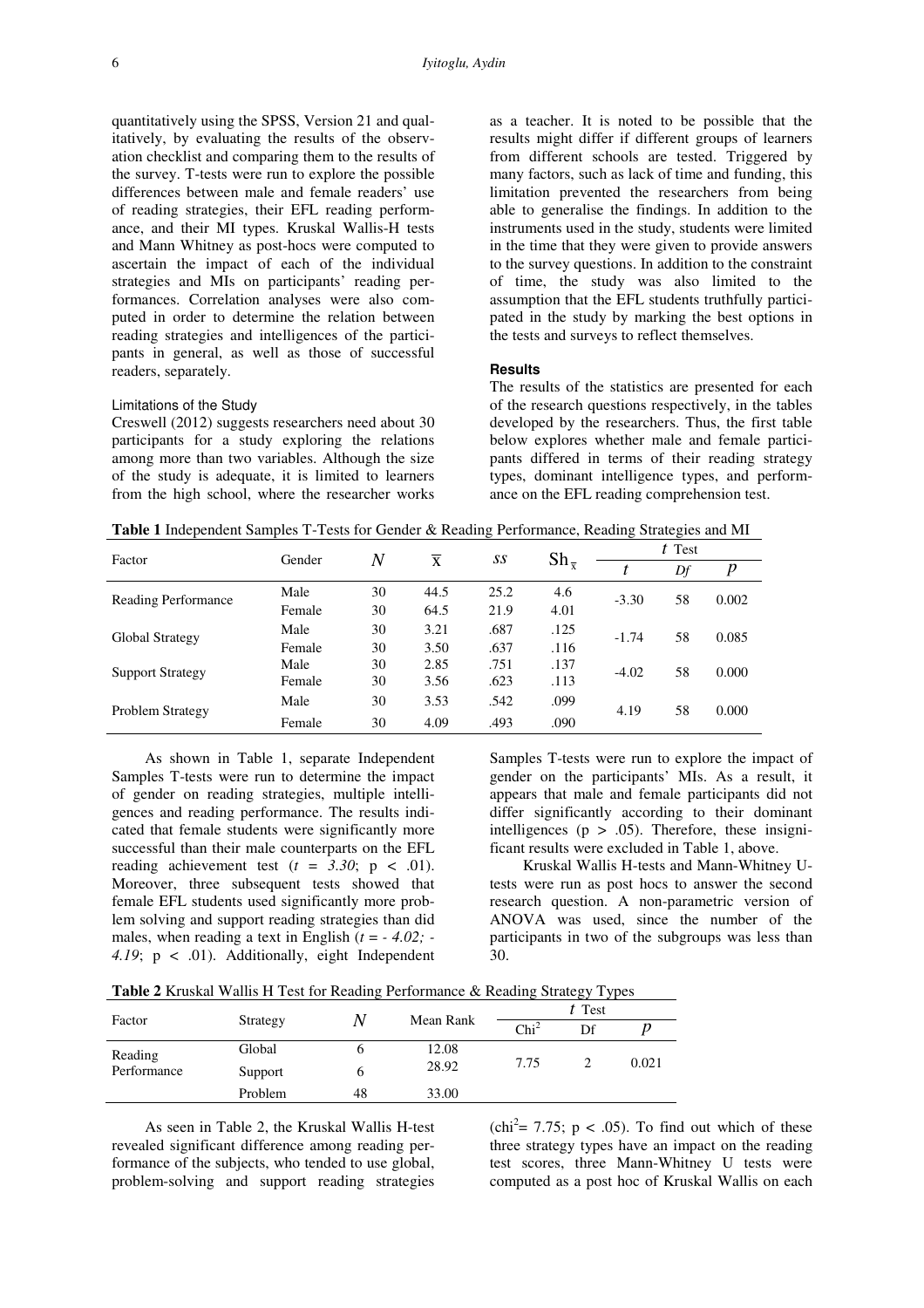quantitatively using the SPSS, Version 21 and qualitatively, by evaluating the results of the observation checklist and comparing them to the results of the survey. T-tests were run to explore the possible differences between male and female readers' use of reading strategies, their EFL reading performance, and their MI types. Kruskal Wallis-H tests and Mann Whitney as post-hocs were computed to ascertain the impact of each of the individual strategies and MIs on participants' reading performances. Correlation analyses were also computed in order to determine the relation between reading strategies and intelligences of the participants in general, as well as those of successful readers, separately.

### Limitations of the Study

Creswell (2012) suggests researchers need about 30 participants for a study exploring the relations among more than two variables. Although the size of the study is adequate, it is limited to learners from the high school, where the researcher works as a teacher. It is noted to be possible that the results might differ if different groups of learners from different schools are tested. Triggered by many factors, such as lack of time and funding, this limitation prevented the researchers from being able to generalise the findings. In addition to the instruments used in the study, students were limited in the time that they were given to provide answers to the survey questions. In addition to the constraint of time, the study was also limited to the assumption that the EFL students truthfully participated in the study by marking the best options in the tests and surveys to reflect themselves.

## Results

The results of the statistics are presented for each of the research questions respectively, in the tables developed by the researchers. Thus, the first table below explores whether male and female participants differed in terms of their reading strategy types, dominant intelligence types, and performance on the EFL reading comprehension test.

**Table 1** Independent Samples T-Tests for Gender & Reading Performance, Reading Strategies and MI

| Factor | Gender | $N$ | $\overline{x}$ | $ss$ | $Sh_{\overline{x}}$ | $t$ Test | | |
|---|---|---|---|---|---|---|---|---|
| | | | | | | $t$ | $Df$ | $p$ |
| Reading Performance | Male | 30 | 44.5 | 25.2 | 4.6 | -3.30 | 58 | 0.002 |
| | Female | 30 | 64.5 | 21.9 | 4.01 | | | |
| Global Strategy | Male | 30 | 3.21 | .687 | .125 | -1.74 | 58 | 0.085 |
| | Female | 30 | 3.50 | .637 | .116 | | | |
| Support Strategy | Male | 30 | 2.85 | .751 | .137 | -4.02 | 58 | 0.000 |
| | Female | 30 | 3.56 | .623 | .113 | | | |
| Problem Strategy | Male | 30 | 3.53 | .542 | .099 | 4.19 | 58 | 0.000 |
| | Female | 30 | 4.09 | .493 | .090 | | | |

As shown in Table 1, separate Independent Samples T-tests were run to determine the impact of gender on reading strategies, multiple intelligences and reading performance. The results indicated that female students were significantly more successful than their male counterparts on the EFL reading achievement test ($t = 3.30$; $p < .01$). Moreover, three subsequent tests showed that female EFL students used significantly more problem solving and support reading strategies than did males, when reading a text in English ($t = -4.02; -4.19$; $p < .01$). Additionally, eight Independent Samples T-tests were run to explore the impact of gender on the participants' MIs. As a result, it appears that male and female participants did not differ significantly according to their dominant intelligences ($p > .05$). Therefore, these insignificant results were excluded in Table 1, above.

Kruskal Wallis H-tests and Mann-Whitney U-tests were run as post hocs to answer the second research question. A non-parametric version of ANOVA was used, since the number of the participants in two of the subgroups was less than 30.

**Table 2** Kruskal Wallis H Test for Reading Performance & Reading Strategy Types

| Factor | Strategy | $N$ | Mean Rank | $t$ Test | | |
|---|---|---|---|---|---|---|
| | | | | $Chi^2$ | Df | $p$ |
| Reading Performance | Global | 6 | 12.08 | 7.75 | 2 | 0.021 |
| | Support | 6 | 28.92 | | | |
| | Problem | 48 | 33.00 | | | |

As seen in Table 2, the Kruskal Wallis H-test revealed significant difference among reading performance of the subjects, who tended to use global, problem-solving and support reading strategies ($chi^2 = 7.75$; $p < .05$). To find out which of these three strategy types have an impact on the reading test scores, three Mann-Whitney U tests were computed as a post hoc of Kruskal Wallis on each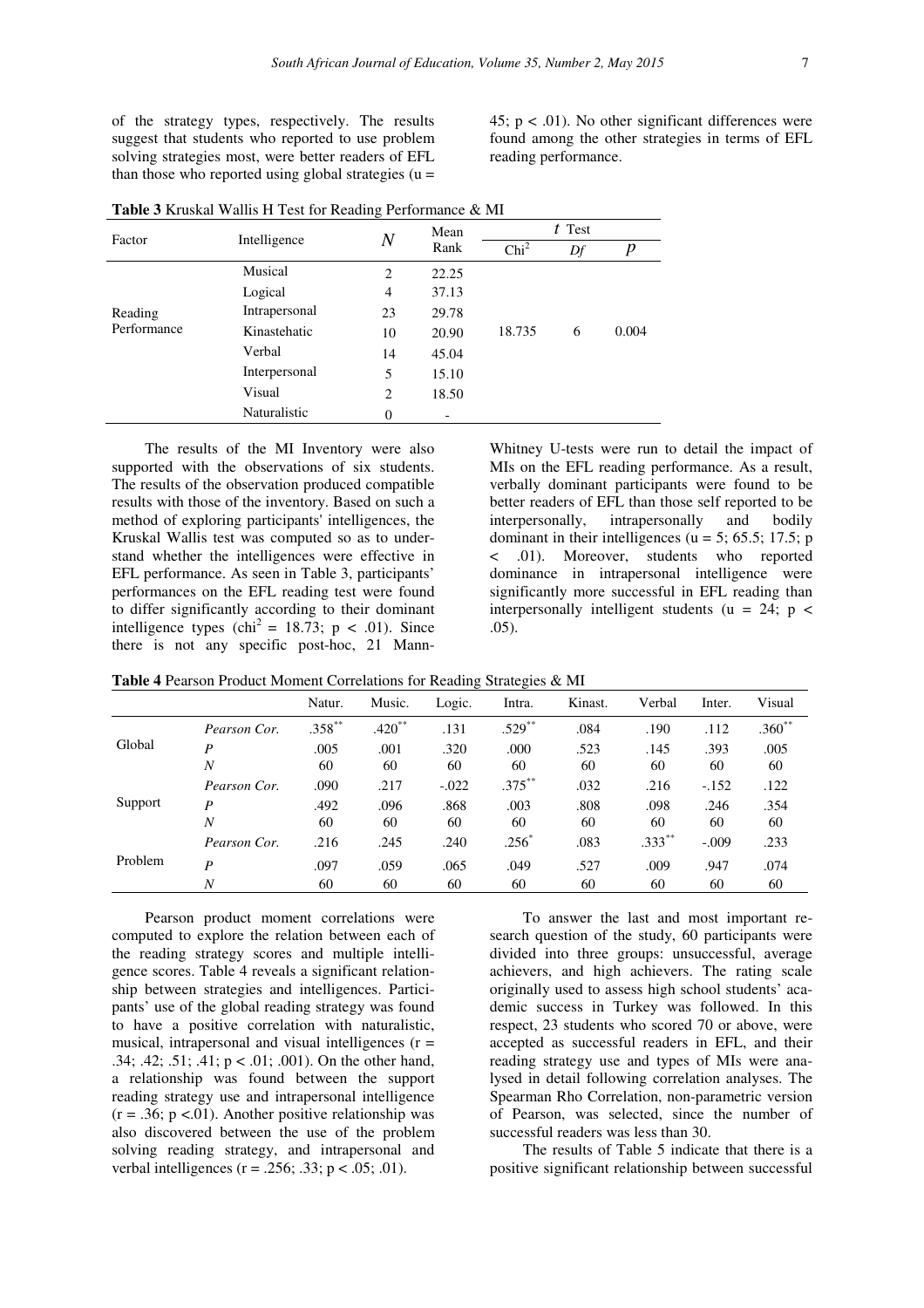of the strategy types, respectively. The results suggest that students who reported to use problem solving strategies most, were better readers of EFL than those who reported using global strategies (u = 45; $p < .01$). No other significant differences were found among the other strategies in terms of EFL reading performance.

**Table 3** Kruskal Wallis H Test for Reading Performance & MI

| Factor | Intelligence | $N$ | Mean Rank | $t$ Test | | |
|---|---|---|---|---|---|---|
| | | | | $Chi^2$ | $Df$ | $p$ |
| Reading Performance | Musical | 2 | 22.25 | 18.735 | 6 | 0.004 |
| | Logical | 4 | 37.13 | | | |
| | Intrapersonal | 23 | 29.78 | | | |
| | Kinastehatic | 10 | 20.90 | | | |
| | Verbal | 14 | 45.04 | | | |
| | Interpersonal | 5 | 15.10 | | | |
| | Visual | 2 | 18.50 | | | |
| | Naturalistic | 0 | - | | | |

The results of the MI Inventory were also supported with the observations of six students. The results of the observation produced compatible results with those of the inventory. Based on such a method of exploring participants' intelligences, the Kruskal Wallis test was computed so as to understand whether the intelligences were effective in EFL performance. As seen in Table 3, participants' performances on the EFL reading test were found to differ significantly according to their dominant intelligence types ($chi^2 = 18.73$; $p < .01$). Since there is not any specific post-hoc, 21 Mann-Whitney U-tests were run to detail the impact of MIs on the EFL reading performance. As a result, verbally dominant participants were found to be better readers of EFL than those self reported to be interpersonally, intrapersonally and bodily dominant in their intelligences (u = 5; 65.5; 17.5; $p < .01$). Moreover, students who reported dominance in intrapersonal intelligence were significantly more successful in EFL reading than interpersonally intelligent students (u = 24; $p < .05$).

**Table 4** Pearson Product Moment Correlations for Reading Strategies & MI

| | | Natur. | Music. | Logic. | Intra. | Kinast. | Verbal | Inter. | Visual |
|---|---|---|---|---|---|---|---|---|---|
| Global | *Pearson Cor.* | .358** | .420** | .131 | .529** | .084 | .190 | .112 | .360** |
| | *P* | .005 | .001 | .320 | .000 | .523 | .145 | .393 | .005 |
| | *N* | 60 | 60 | 60 | 60 | 60 | 60 | 60 | 60 |
| Support | *Pearson Cor.* | .090 | .217 | -.022 | .375** | .032 | .216 | -.152 | .122 |
| | *P* | .492 | .096 | .868 | .003 | .808 | .098 | .246 | .354 |
| | *N* | 60 | 60 | 60 | 60 | 60 | 60 | 60 | 60 |
| Problem | *Pearson Cor.* | .216 | .245 | .240 | .256* | .083 | .333** | -.009 | .233 |
| | *P* | .097 | .059 | .065 | .049 | .527 | .009 | .947 | .074 |
| | *N* | 60 | 60 | 60 | 60 | 60 | 60 | 60 | 60 |

Pearson product moment correlations were computed to explore the relation between each of the reading strategy scores and multiple intelligence scores. Table 4 reveals a significant relationship between strategies and intelligences. Participants' use of the global reading strategy was found to have a positive correlation with naturalistic, musical, intrapersonal and visual intelligences ($r = .34; .42; .51; .41$; $p < .01; .001$). On the other hand, a relationship was found between the support reading strategy use and intrapersonal intelligence ($r = .36$; $p < .01$). Another positive relationship was also discovered between the use of the problem solving reading strategy, and intrapersonal and verbal intelligences ($r = .256; .33$; $p < .05; .01$).

To answer the last and most important research question of the study, 60 participants were divided into three groups: unsuccessful, average achievers, and high achievers. The rating scale originally used to assess high school students' academic success in Turkey was followed. In this respect, 23 students who scored 70 or above, were accepted as successful readers in EFL, and their reading strategy use and types of MIs were analysed in detail following correlation analyses. The Spearman Rho Correlation, non-parametric version of Pearson, was selected, since the number of successful readers was less than 30.

The results of Table 5 indicate that there is a positive significant relationship between successful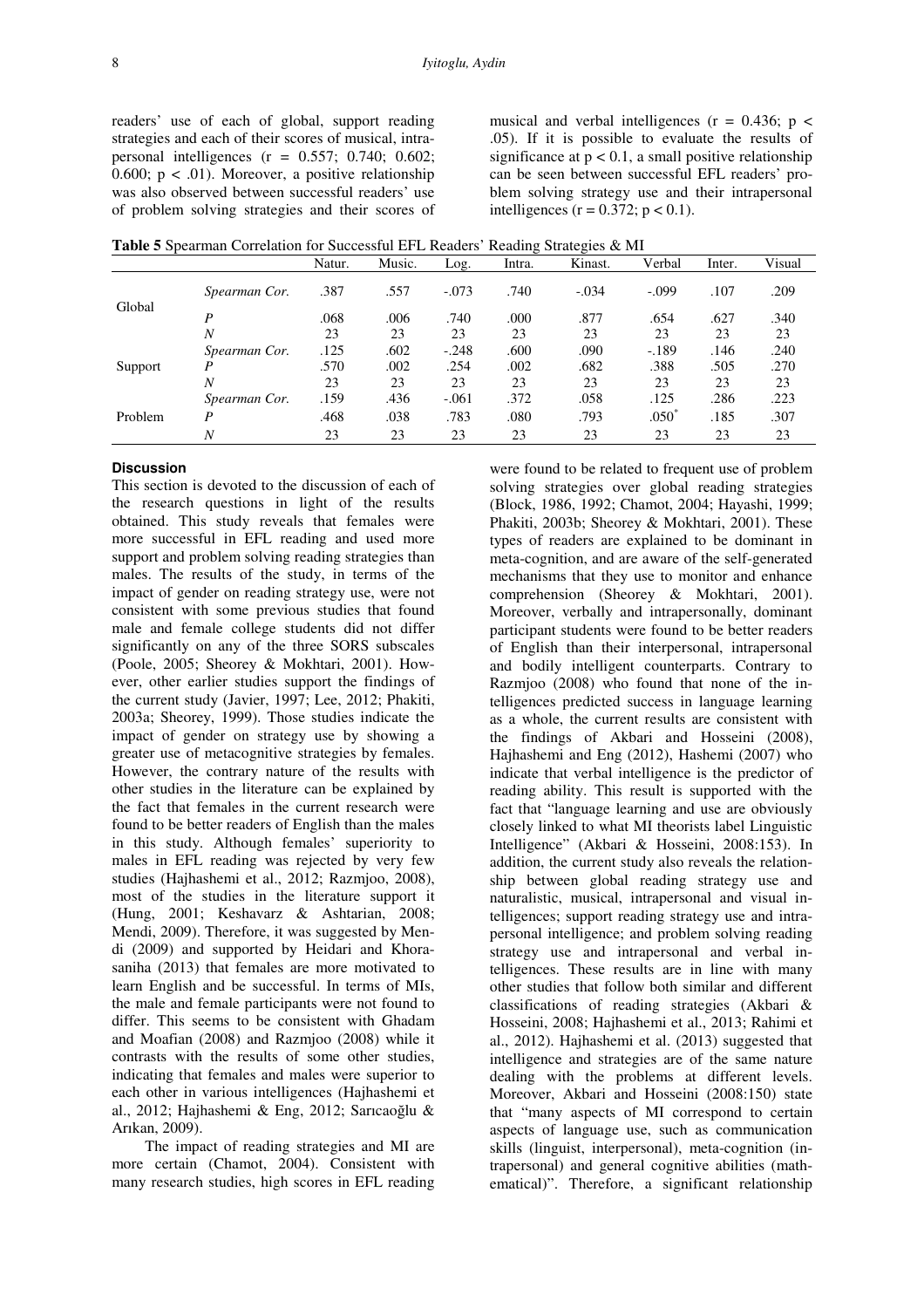readers' use of each of global, support reading strategies and each of their scores of musical, intrapersonal intelligences ($r$ = 0.557; 0.740; 0.602; 0.600; $p < .01$). Moreover, a positive relationship was also observed between successful readers' use of problem solving strategies and their scores of musical and verbal intelligences ($r = 0.436$; $p < .05$). If it is possible to evaluate the results of significance at $p < 0.1$, a small positive relationship can be seen between successful EFL readers' problem solving strategy use and their intrapersonal intelligences ($r = 0.372$; $p < 0.1$).

**Table 5** Spearman Correlation for Successful EFL Readers' Reading Strategies & MI

| | | Natur. | Music. | Log. | Intra. | Kinast. | Verbal | Inter. | Visual |
|---|---|---|---|---|---|---|---|---|---|
| Global | *Spearman Cor.* | .387 | .557 | -.073 | .740 | -.034 | -.099 | .107 | .209 |
| | *P* | .068 | .006 | .740 | .000 | .877 | .654 | .627 | .340 |
| | *N* | 23 | 23 | 23 | 23 | 23 | 23 | 23 | 23 |
| Support | *Spearman Cor.* | .125 | .602 | -.248 | .600 | .090 | -.189 | .146 | .240 |
| | *P* | .570 | .002 | .254 | .002 | .682 | .388 | .505 | .270 |
| | *N* | 23 | 23 | 23 | 23 | 23 | 23 | 23 | 23 |
| Problem | *Spearman Cor.* | .159 | .436 | -.061 | .372 | .058 | .125 | .286 | .223 |
| | *P* | .468 | .038 | .783 | .080 | .793 | $.050^{*}$ | .185 | .307 |
| | *N* | 23 | 23 | 23 | 23 | 23 | 23 | 23 | 23 |

### Discussion

This section is devoted to the discussion of each of the research questions in light of the results obtained. This study reveals that females were more successful in EFL reading and used more support and problem solving reading strategies than males. The results of the study, in terms of the impact of gender on reading strategy use, were not consistent with some previous studies that found male and female college students did not differ significantly on any of the three SORS subscales (Poole, 2005; Sheorey & Mokhtari, 2001). However, other earlier studies support the findings of the current study (Javier, 1997; Lee, 2012; Phakiti, 2003a; Sheorey, 1999). Those studies indicate the impact of gender on strategy use by showing a greater use of metacognitive strategies by females. However, the contrary nature of the results with other studies in the literature can be explained by the fact that females in the current research were found to be better readers of English than the males in this study. Although females' superiority to males in EFL reading was rejected by very few studies (Hajhashemi et al., 2012; Razmjoo, 2008), most of the studies in the literature support it (Hung, 2001; Keshavarz & Ashtarian, 2008; Mendi, 2009). Therefore, it was suggested by Mendi (2009) and supported by Heidari and Khorasaniha (2013) that females are more motivated to learn English and be successful. In terms of MIs, the male and female participants were not found to differ. This seems to be consistent with Ghadam and Moafian (2008) and Razmjoo (2008) while it contrasts with the results of some other studies, indicating that females and males were superior to each other in various intelligences (Hajhashemi et al., 2012; Hajhashemi & Eng, 2012; Sarıcaoğlu & Arıkan, 2009).

The impact of reading strategies and MI are more certain (Chamot, 2004). Consistent with many research studies, high scores in EFL reading were found to be related to frequent use of problem solving strategies over global reading strategies (Block, 1986, 1992; Chamot, 2004; Hayashi, 1999; Phakiti, 2003b; Sheorey & Mokhtari, 2001). These types of readers are explained to be dominant in meta-cognition, and are aware of the self-generated mechanisms that they use to monitor and enhance comprehension (Sheorey & Mokhtari, 2001). Moreover, verbally and intrapersonally, dominant participant students were found to be better readers of English than their interpersonal, intrapersonal and bodily intelligent counterparts. Contrary to Razmjoo (2008) who found that none of the intelligences predicted success in language learning as a whole, the current results are consistent with the findings of Akbari and Hosseini (2008), Hajhashemi and Eng (2012), Hashemi (2007) who indicate that verbal intelligence is the predictor of reading ability. This result is supported with the fact that "language learning and use are obviously closely linked to what MI theorists label Linguistic Intelligence" (Akbari & Hosseini, 2008:153). In addition, the current study also reveals the relationship between global reading strategy use and naturalistic, musical, intrapersonal and visual intelligences; support reading strategy use and intrapersonal intelligence; and problem solving reading strategy use and intrapersonal and verbal intelligences. These results are in line with many other studies that follow both similar and different classifications of reading strategies (Akbari & Hosseini, 2008; Hajhashemi et al., 2013; Rahimi et al., 2012). Hajhashemi et al. (2013) suggested that intelligence and strategies are of the same nature dealing with the problems at different levels. Moreover, Akbari and Hosseini (2008:150) state that "many aspects of MI correspond to certain aspects of language use, such as communication skills (linguist, interpersonal), meta-cognition (intrapersonal) and general cognitive abilities (mathematical)". Therefore, a significant relationship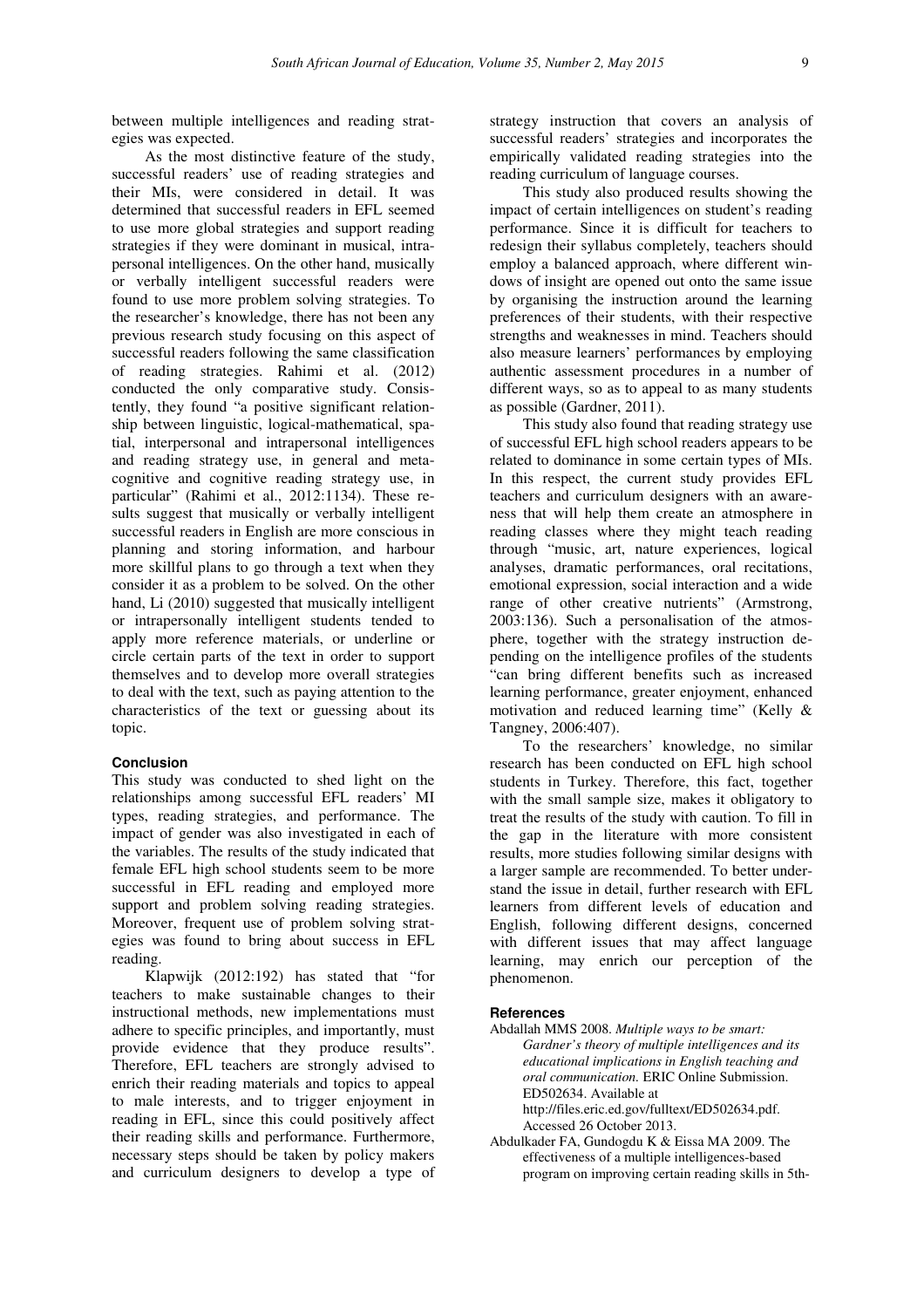between multiple intelligences and reading strategies was expected.

As the most distinctive feature of the study, successful readers' use of reading strategies and their MIs, were considered in detail. It was determined that successful readers in EFL seemed to use more global strategies and support reading strategies if they were dominant in musical, intrapersonal intelligences. On the other hand, musically or verbally intelligent successful readers were found to use more problem solving strategies. To the researcher's knowledge, there has not been any previous research study focusing on this aspect of successful readers following the same classification of reading strategies. Rahimi et al. (2012) conducted the only comparative study. Consistently, they found "a positive significant relationship between linguistic, logical-mathematical, spatial, interpersonal and intrapersonal intelligences and reading strategy use, in general and metacognitive and cognitive reading strategy use, in particular" (Rahimi et al., 2012:1134). These results suggest that musically or verbally intelligent successful readers in English are more conscious in planning and storing information, and harbour more skillful plans to go through a text when they consider it as a problem to be solved. On the other hand, Li (2010) suggested that musically intelligent or intrapersonally intelligent students tended to apply more reference materials, or underline or circle certain parts of the text in order to support themselves and to develop more overall strategies to deal with the text, such as paying attention to the characteristics of the text or guessing about its topic.

## Conclusion

This study was conducted to shed light on the relationships among successful EFL readers' MI types, reading strategies, and performance. The impact of gender was also investigated in each of the variables. The results of the study indicated that female EFL high school students seem to be more successful in EFL reading and employed more support and problem solving reading strategies. Moreover, frequent use of problem solving strategies was found to bring about success in EFL reading.

Klapwijk (2012:192) has stated that "for teachers to make sustainable changes to their instructional methods, new implementations must adhere to specific principles, and importantly, must provide evidence that they produce results". Therefore, EFL teachers are strongly advised to enrich their reading materials and topics to appeal to male interests, and to trigger enjoyment in reading in EFL, since this could positively affect their reading skills and performance. Furthermore, necessary steps should be taken by policy makers and curriculum designers to develop a type of strategy instruction that covers an analysis of successful readers' strategies and incorporates the empirically validated reading strategies into the reading curriculum of language courses.

This study also produced results showing the impact of certain intelligences on student's reading performance. Since it is difficult for teachers to redesign their syllabus completely, teachers should employ a balanced approach, where different windows of insight are opened out onto the same issue by organising the instruction around the learning preferences of their students, with their respective strengths and weaknesses in mind. Teachers should also measure learners' performances by employing authentic assessment procedures in a number of different ways, so as to appeal to as many students as possible (Gardner, 2011).

This study also found that reading strategy use of successful EFL high school readers appears to be related to dominance in some certain types of MIs. In this respect, the current study provides EFL teachers and curriculum designers with an awareness that will help them create an atmosphere in reading classes where they might teach reading through "music, art, nature experiences, logical analyses, dramatic performances, oral recitations, emotional expression, social interaction and a wide range of other creative nutrients" (Armstrong, 2003:136). Such a personalisation of the atmosphere, together with the strategy instruction depending on the intelligence profiles of the students "can bring different benefits such as increased learning performance, greater enjoyment, enhanced motivation and reduced learning time" (Kelly & Tangney, 2006:407).

To the researchers' knowledge, no similar research has been conducted on EFL high school students in Turkey. Therefore, this fact, together with the small sample size, makes it obligatory to treat the results of the study with caution. To fill in the gap in the literature with more consistent results, more studies following similar designs with a larger sample are recommended. To better understand the issue in detail, further research with EFL learners from different levels of education and English, following different designs, concerned with different issues that may affect language learning, may enrich our perception of the phenomenon.

## References

Abdallah MMS 2008. *Multiple ways to be smart: Gardner's theory of multiple intelligences and its educational implications in English teaching and oral communication*. ERIC Online Submission. ED502634. Available at http://files.eric.ed.gov/fulltext/ED502634.pdf. Accessed 26 October 2013.

Abdulkader FA, Gundogdu K & Eissa MA 2009. The effectiveness of a multiple intelligences-based program on improving certain reading skills in 5th-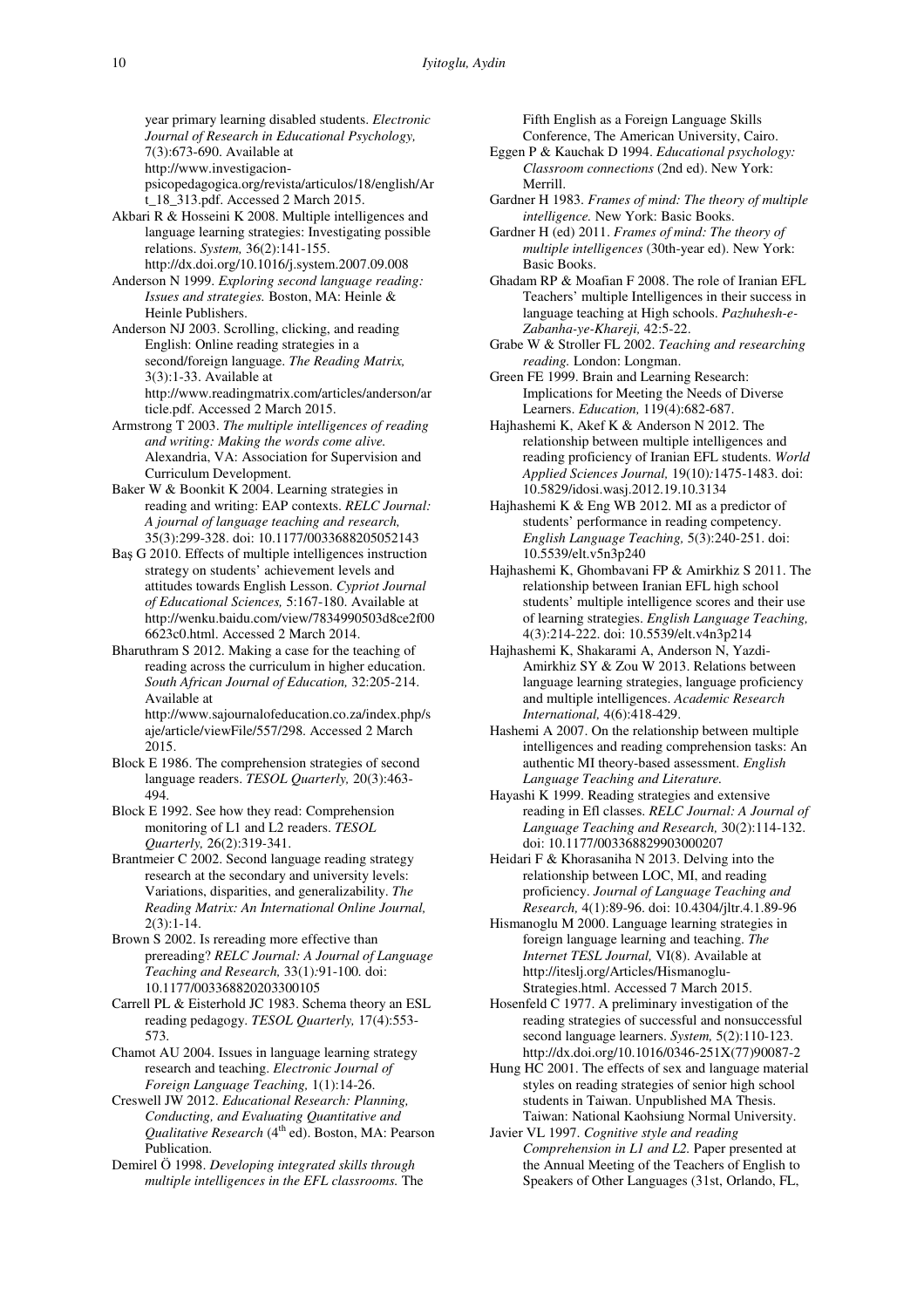year primary learning disabled students. *Electronic Journal of Research in Educational Psychology,* 7(3):673-690. Available at http://www.investigacion-psicopedagogica.org/revista/articulos/18/english/Art_18_313.pdf. Accessed 2 March 2015.

Akbari R & Hosseini K 2008. Multiple intelligences and language learning strategies: Investigating possible relations. *System,* 36(2):141-155. http://dx.doi.org/10.1016/j.system.2007.09.008

Anderson N 1999. *Exploring second language reading: Issues and strategies.* Boston, MA: Heinle & Heinle Publishers.

Anderson NJ 2003. Scrolling, clicking, and reading English: Online reading strategies in a second/foreign language. *The Reading Matrix,* 3(3):1-33. Available at http://www.readingmatrix.com/articles/anderson/article.pdf. Accessed 2 March 2015.

Armstrong T 2003. *The multiple intelligences of reading and writing: Making the words come alive.* Alexandria, VA: Association for Supervision and Curriculum Development.

Baker W & Boonkit K 2004. Learning strategies in reading and writing: EAP contexts. *RELC Journal: A journal of language teaching and research,* 35(3):299-328. doi: 10.1177/0033688205052143

Baş G 2010. Effects of multiple intelligences instruction strategy on students' achievement levels and attitudes towards English Lesson. *Cypriot Journal of Educational Sciences,* 5:167-180. Available at http://wenku.baidu.com/view/7834990503d8ce2f006623c0.html. Accessed 2 March 2014.

Bharuthram S 2012. Making a case for the teaching of reading across the curriculum in higher education. *South African Journal of Education,* 32:205-214. Available at http://www.sajournalofeducation.co.za/index.php/saje/article/viewFile/557/298. Accessed 2 March 2015.

Block E 1986. The comprehension strategies of second language readers. *TESOL Quarterly,* 20(3):463-494.

Block E 1992. See how they read: Comprehension monitoring of L1 and L2 readers. *TESOL Quarterly,* 26(2):319-341.

Brantmeier C 2002. Second language reading strategy research at the secondary and university levels: Variations, disparities, and generalizability. *The Reading Matrix: An International Online Journal,* 2(3):1-14.

Brown S 2002. Is rereading more effective than prereading? *RELC Journal: A Journal of Language Teaching and Research,* 33(1):91-100*.* doi: 10.1177/003368820203300105

Carrell PL & Eisterhold JC 1983. Schema theory an ESL reading pedagogy. *TESOL Quarterly,* 17(4):553-573.

Chamot AU 2004. Issues in language learning strategy research and teaching. *Electronic Journal of Foreign Language Teaching,* 1(1):14-26.

Creswell JW 2012. *Educational Research: Planning, Conducting, and Evaluating Quantitative and Qualitative Research* (4th ed). Boston, MA: Pearson Publication.

Demirel Ö 1998. *Developing integrated skills through multiple intelligences in the EFL classrooms.* The Fifth English as a Foreign Language Skills Conference, The American University, Cairo.

Eggen P & Kauchak D 1994. *Educational psychology: Classroom connections* (2nd ed). New York: Merrill.

Gardner H 1983. *Frames of mind: The theory of multiple intelligence.* New York: Basic Books.

Gardner H (ed) 2011. *Frames of mind: The theory of multiple intelligences* (30th-year ed). New York: Basic Books.

Ghadam RP & Moafian F 2008. The role of Iranian EFL Teachers' multiple Intelligences in their success in language teaching at High schools. *Pazhuhesh-e-Zabanha-ye-Khareji,* 42:5-22.

Grabe W & Stroller FL 2002. *Teaching and researching reading.* London: Longman.

Green FE 1999. Brain and Learning Research: Implications for Meeting the Needs of Diverse Learners. *Education,* 119(4):682-687.

Hajhashemi K, Akef K & Anderson N 2012. The relationship between multiple intelligences and reading proficiency of Iranian EFL students. *World Applied Sciences Journal,* 19(10)*:*1475-1483. doi: 10.5829/idosi.wasj.2012.19.10.3134

Hajhashemi K & Eng WB 2012. MI as a predictor of students' performance in reading competency. *English Language Teaching,* 5(3):240-251. doi: 10.5539/elt.v5n3p240

Hajhashemi K, Ghombavani FP & Amirkhiz S 2011. The relationship between Iranian EFL high school students' multiple intelligence scores and their use of learning strategies. *English Language Teaching,* 4(3):214-222. doi: 10.5539/elt.v4n3p214

Hajhashemi K, Shakarami A, Anderson N, Yazdi-Amirkhiz SY & Zou W 2013. Relations between language learning strategies, language proficiency and multiple intelligences. *Academic Research International,* 4(6):418-429.

Hashemi A 2007. On the relationship between multiple intelligences and reading comprehension tasks: An authentic MI theory-based assessment. *English Language Teaching and Literature.*

Hayashi K 1999. Reading strategies and extensive reading in Efl classes. *RELC Journal: A Journal of Language Teaching and Research,* 30(2):114-132. doi: 10.1177/003368829903000207

Heidari F & Khorasaniha N 2013. Delving into the relationship between LOC, MI, and reading proficiency. *Journal of Language Teaching and Research,* 4(1):89-96. doi: 10.4304/jltr.4.1.89-96

Hismanoglu M 2000. Language learning strategies in foreign language learning and teaching. *The Internet TESL Journal,* VI(8). Available at http://iteslj.org/Articles/Hismanoglu-Strategies.html. Accessed 7 March 2015.

Hosenfeld C 1977. A preliminary investigation of the reading strategies of successful and nonsuccessful second language learners. *System,* 5(2):110-123. http://dx.doi.org/10.1016/0346-251X(77)90087-2

Hung HC 2001. The effects of sex and language material styles on reading strategies of senior high school students in Taiwan. Unpublished MA Thesis. Taiwan: National Kaohsiung Normal University.

Javier VL 1997. *Cognitive style and reading Comprehension in L1 and L2.* Paper presented at the Annual Meeting of the Teachers of English to Speakers of Other Languages (31st, Orlando, FL,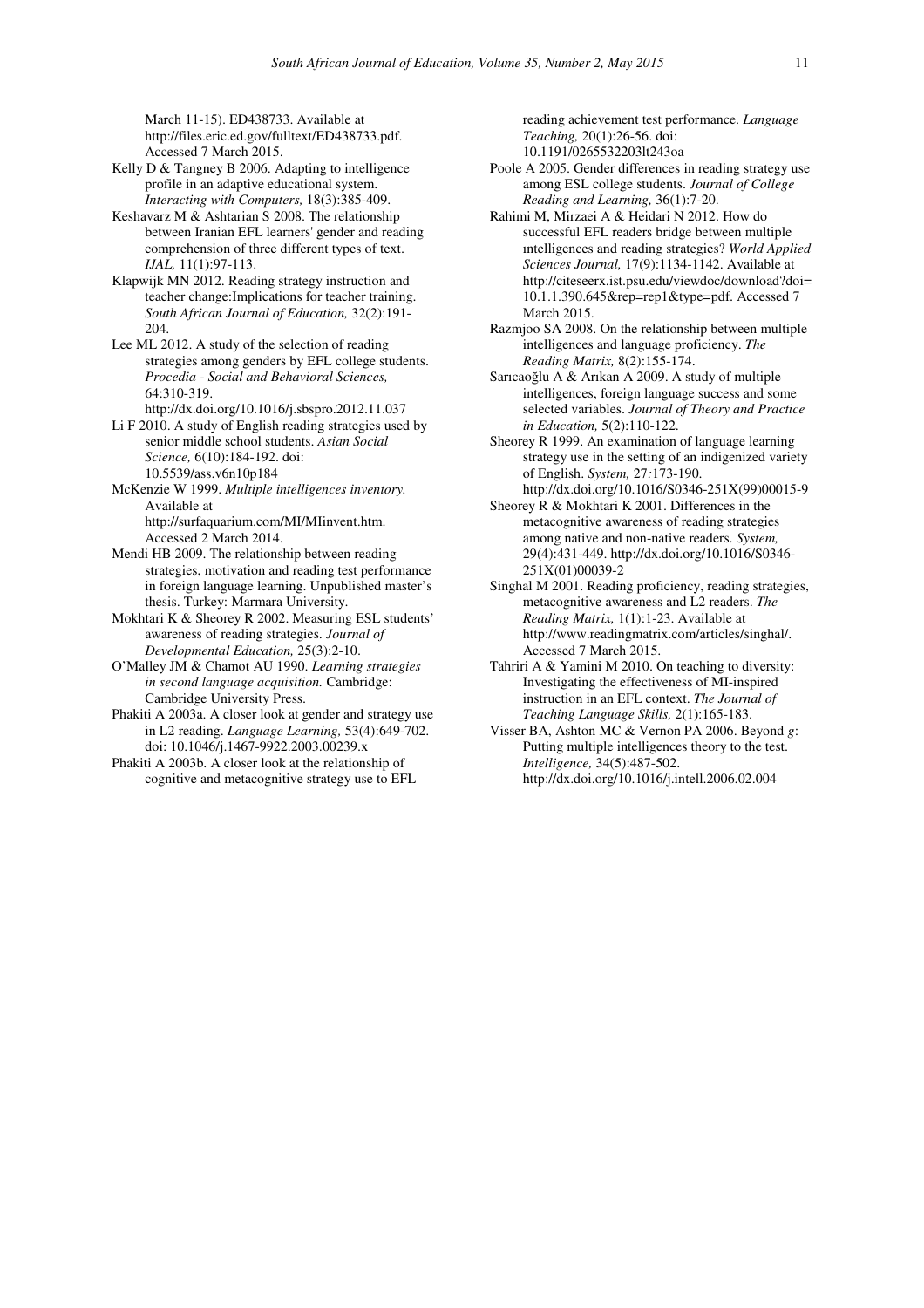March 11-15). ED438733. Available at http://files.eric.ed.gov/fulltext/ED438733.pdf. Accessed 7 March 2015.

Kelly D & Tangney B 2006. Adapting to intelligence profile in an adaptive educational system. *Interacting with Computers,* 18(3):385-409.

Keshavarz M & Ashtarian S 2008. The relationship between Iranian EFL learners' gender and reading comprehension of three different types of text. *IJAL,* 11(1):97-113.

Klapwijk MN 2012. Reading strategy instruction and teacher change:Implications for teacher training. *South African Journal of Education,* 32(2):191-204.

Lee ML 2012. A study of the selection of reading strategies among genders by EFL college students. *Procedia - Social and Behavioral Sciences,* 64:310-319. http://dx.doi.org/10.1016/j.sbspro.2012.11.037

Li F 2010. A study of English reading strategies used by senior middle school students. *Asian Social Science,* 6(10):184-192. doi: 10.5539/ass.v6n10p184

McKenzie W 1999. *Multiple intelligences inventory.* Available at http://surfaquarium.com/MI/MIinvent.htm. Accessed 2 March 2014.

Mendi HB 2009. The relationship between reading strategies, motivation and reading test performance in foreign language learning. Unpublished master's thesis. Turkey: Marmara University.

Mokhtari K & Sheorey R 2002. Measuring ESL students' awareness of reading strategies. *Journal of Developmental Education,* 25(3):2-10.

O'Malley JM & Chamot AU 1990. *Learning strategies in second language acquisition.* Cambridge: Cambridge University Press.

Phakiti A 2003a. A closer look at gender and strategy use in L2 reading. *Language Learning,* 53(4):649-702. doi: 10.1046/j.1467-9922.2003.00239.x

Phakiti A 2003b. A closer look at the relationship of cognitive and metacognitive strategy use to EFL reading achievement test performance. *Language Teaching,* 20(1):26-56. doi: 10.1191/0265532203lt243oa

Poole A 2005. Gender differences in reading strategy use among ESL college students. *Journal of College Reading and Learning,* 36(1):7-20.

Rahimi M, Mirzaei A & Heidari N 2012. How do successful EFL readers bridge between multiple ıntelligences and reading strategies? *World Applied Sciences Journal,* 17(9):1134-1142. Available at http://citeseerx.ist.psu.edu/viewdoc/download?doi=10.1.1.390.645&rep=rep1&type=pdf. Accessed 7 March 2015.

Razmjoo SA 2008. On the relationship between multiple intelligences and language proficiency. *The Reading Matrix,* 8(2):155-174.

Sarıcaoğlu A & Arıkan A 2009. A study of multiple intelligences, foreign language success and some selected variables. *Journal of Theory and Practice in Education,* 5(2):110-122.

Sheorey R 1999. An examination of language learning strategy use in the setting of an indigenized variety of English. *System,* 27:173-190. http://dx.doi.org/10.1016/S0346-251X(99)00015-9

Sheorey R & Mokhtari K 2001. Differences in the metacognitive awareness of reading strategies among native and non-native readers. *System,* 29(4):431-449. http://dx.doi.org/10.1016/S0346-251X(01)00039-2

Singhal M 2001. Reading proficiency, reading strategies, metacognitive awareness and L2 readers. *The Reading Matrix,* 1(1):1-23. Available at http://www.readingmatrix.com/articles/singhal/. Accessed 7 March 2015.

Tahriri A & Yamini M 2010. On teaching to diversity: Investigating the effectiveness of MI-inspired instruction in an EFL context. *The Journal of Teaching Language Skills,* 2(1):165-183.

Visser BA, Ashton MC & Vernon PA 2006. Beyond *g*: Putting multiple intelligences theory to the test. *Intelligence,* 34(5):487-502. http://dx.doi.org/10.1016/j.intell.2006.02.004